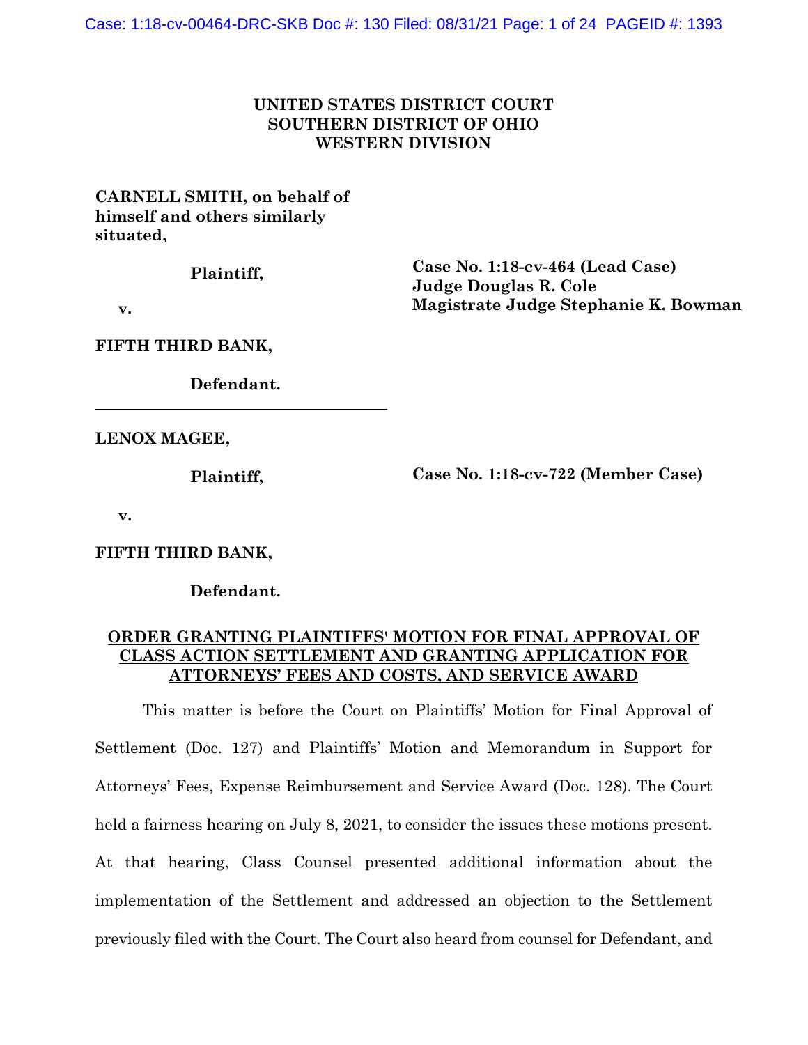**UNITED STATES DISTRICT COURT**
**SOUTHERN DISTRICT OF OHIO**
**WESTERN DIVISION**

**CARNELL SMITH, on behalf of himself and others similarly situated,**

**Plaintiff,**

**v.**

**FIFTH THIRD BANK,**

**Defendant.**

**Case No. 1:18-cv-464 (Lead Case)**
**Judge Douglas R. Cole**
**Magistrate Judge Stephanie K. Bowman**

---

**LENOX MAGEE,**

**Plaintiff,**

**v.**

**FIFTH THIRD BANK,**

**Defendant.**

**Case No. 1:18-cv-722 (Member Case)**

**ORDER GRANTING PLAINTIFFS' MOTION FOR FINAL APPROVAL OF CLASS ACTION SETTLEMENT AND GRANTING APPLICATION FOR ATTORNEYS' FEES AND COSTS, AND SERVICE AWARD**

This matter is before the Court on Plaintiffs' Motion for Final Approval of Settlement (Doc. 127) and Plaintiffs' Motion and Memorandum in Support for Attorneys' Fees, Expense Reimbursement and Service Award (Doc. 128). The Court held a fairness hearing on July 8, 2021, to consider the issues these motions present. At that hearing, Class Counsel presented additional information about the implementation of the Settlement and addressed an objection to the Settlement previously filed with the Court. The Court also heard from counsel for Defendant, and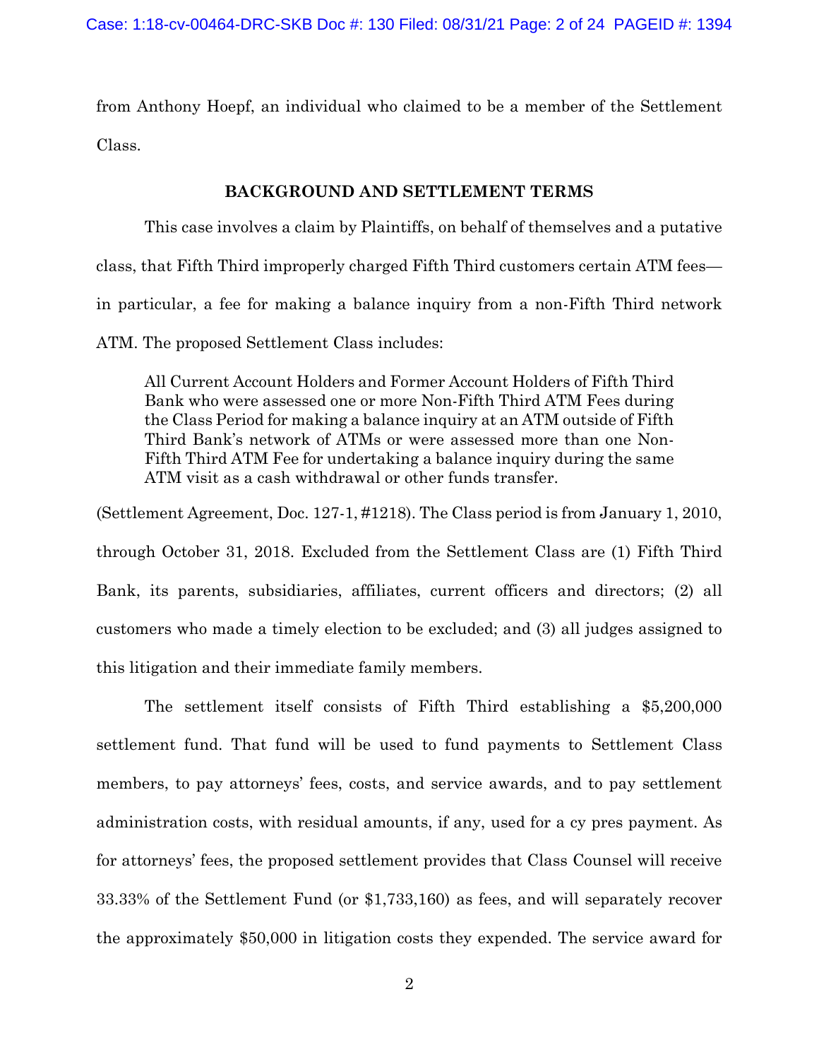from Anthony Hoepf, an individual who claimed to be a member of the Settlement Class.

## BACKGROUND AND SETTLEMENT TERMS

This case involves a claim by Plaintiffs, on behalf of themselves and a putative class, that Fifth Third improperly charged Fifth Third customers certain ATM fees—in particular, a fee for making a balance inquiry from a non-Fifth Third network ATM. The proposed Settlement Class includes:

> All Current Account Holders and Former Account Holders of Fifth Third Bank who were assessed one or more Non-Fifth Third ATM Fees during the Class Period for making a balance inquiry at an ATM outside of Fifth Third Bank's network of ATMs or were assessed more than one Non-Fifth Third ATM Fee for undertaking a balance inquiry during the same ATM visit as a cash withdrawal or other funds transfer.

(Settlement Agreement, Doc. 127-1, #1218). The Class period is from January 1, 2010, through October 31, 2018. Excluded from the Settlement Class are (1) Fifth Third Bank, its parents, subsidiaries, affiliates, current officers and directors; (2) all customers who made a timely election to be excluded; and (3) all judges assigned to this litigation and their immediate family members.

The settlement itself consists of Fifth Third establishing a $5,200,000 settlement fund. That fund will be used to fund payments to Settlement Class members, to pay attorneys' fees, costs, and service awards, and to pay settlement administration costs, with residual amounts, if any, used for a cy pres payment. As for attorneys' fees, the proposed settlement provides that Class Counsel will receive 33.33% of the Settlement Fund (or $1,733,160) as fees, and will separately recover the approximately $50,000 in litigation costs they expended. The service award for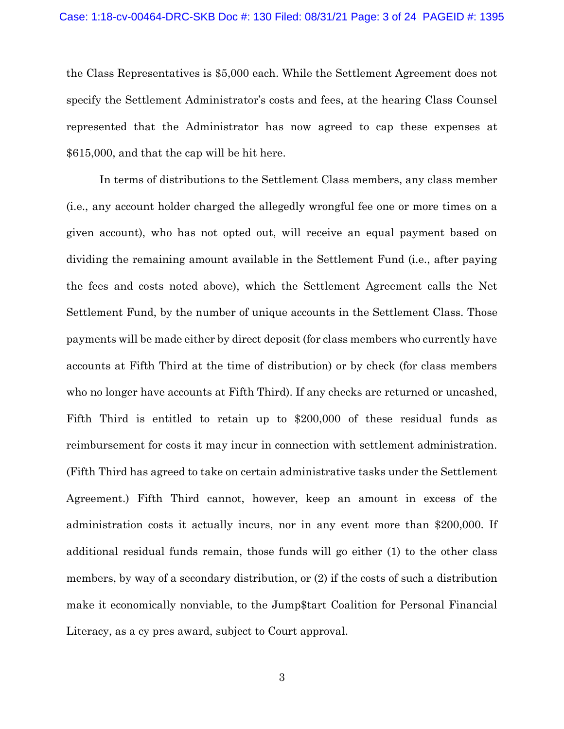the Class Representatives is $5,000 each. While the Settlement Agreement does not specify the Settlement Administrator's costs and fees, at the hearing Class Counsel represented that the Administrator has now agreed to cap these expenses at $615,000, and that the cap will be hit here.

In terms of distributions to the Settlement Class members, any class member (i.e., any account holder charged the allegedly wrongful fee one or more times on a given account), who has not opted out, will receive an equal payment based on dividing the remaining amount available in the Settlement Fund (i.e., after paying the fees and costs noted above), which the Settlement Agreement calls the Net Settlement Fund, by the number of unique accounts in the Settlement Class. Those payments will be made either by direct deposit (for class members who currently have accounts at Fifth Third at the time of distribution) or by check (for class members who no longer have accounts at Fifth Third). If any checks are returned or uncashed, Fifth Third is entitled to retain up to $200,000 of these residual funds as reimbursement for costs it may incur in connection with settlement administration. (Fifth Third has agreed to take on certain administrative tasks under the Settlement Agreement.) Fifth Third cannot, however, keep an amount in excess of the administration costs it actually incurs, nor in any event more than $200,000. If additional residual funds remain, those funds will go either (1) to the other class members, by way of a secondary distribution, or (2) if the costs of such a distribution make it economically nonviable, to the Jump$tart Coalition for Personal Financial Literacy, as a cy pres award, subject to Court approval.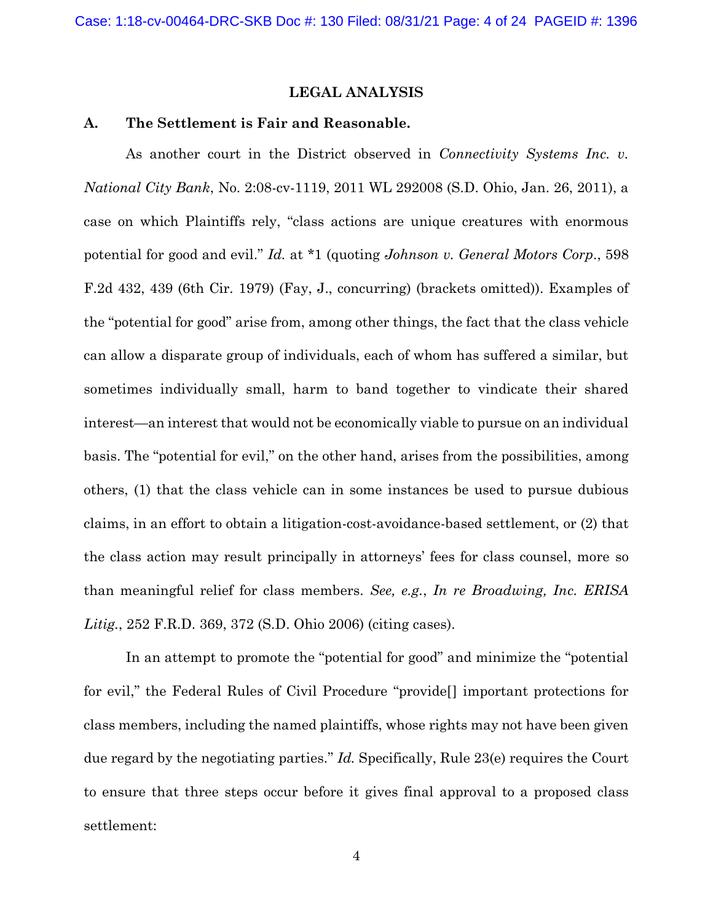## LEGAL ANALYSIS

### A. The Settlement is Fair and Reasonable.

As another court in the District observed in *Connectivity Systems Inc. v. National City Bank*, No. 2:08-cv-1119, 2011 WL 292008 (S.D. Ohio, Jan. 26, 2011), a case on which Plaintiffs rely, "class actions are unique creatures with enormous potential for good and evil." *Id.* at *1 (quoting *Johnson v. General Motors Corp.*, 598 F.2d 432, 439 (6th Cir. 1979) (Fay, J., concurring) (brackets omitted)). Examples of the "potential for good" arise from, among other things, the fact that the class vehicle can allow a disparate group of individuals, each of whom has suffered a similar, but sometimes individually small, harm to band together to vindicate their shared interest—an interest that would not be economically viable to pursue on an individual basis. The "potential for evil," on the other hand, arises from the possibilities, among others, (1) that the class vehicle can in some instances be used to pursue dubious claims, in an effort to obtain a litigation-cost-avoidance-based settlement, or (2) that the class action may result principally in attorneys' fees for class counsel, more so than meaningful relief for class members. *See, e.g.*, *In re Broadwing, Inc. ERISA Litig.*, 252 F.R.D. 369, 372 (S.D. Ohio 2006) (citing cases).

In an attempt to promote the "potential for good" and minimize the "potential for evil," the Federal Rules of Civil Procedure "provide[] important protections for class members, including the named plaintiffs, whose rights may not have been given due regard by the negotiating parties." *Id.* Specifically, Rule 23(e) requires the Court to ensure that three steps occur before it gives final approval to a proposed class settlement: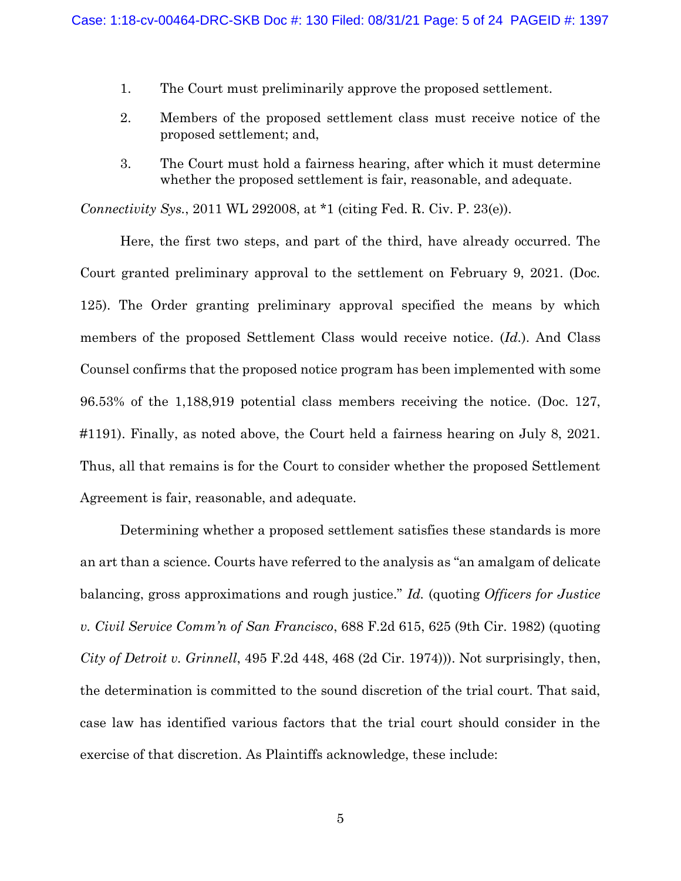1. The Court must preliminarily approve the proposed settlement.

2. Members of the proposed settlement class must receive notice of the proposed settlement; and,

3. The Court must hold a fairness hearing, after which it must determine whether the proposed settlement is fair, reasonable, and adequate.

*Connectivity Sys.*, 2011 WL 292008, at *1 (citing Fed. R. Civ. P. 23(e)).

Here, the first two steps, and part of the third, have already occurred. The Court granted preliminary approval to the settlement on February 9, 2021. (Doc. 125). The Order granting preliminary approval specified the means by which members of the proposed Settlement Class would receive notice. (*Id.*). And Class Counsel confirms that the proposed notice program has been implemented with some 96.53% of the 1,188,919 potential class members receiving the notice. (Doc. 127, #1191). Finally, as noted above, the Court held a fairness hearing on July 8, 2021. Thus, all that remains is for the Court to consider whether the proposed Settlement Agreement is fair, reasonable, and adequate.

Determining whether a proposed settlement satisfies these standards is more an art than a science. Courts have referred to the analysis as "an amalgam of delicate balancing, gross approximations and rough justice." *Id.* (quoting *Officers for Justice v. Civil Service Comm'n of San Francisco*, 688 F.2d 615, 625 (9th Cir. 1982) (quoting *City of Detroit v. Grinnell*, 495 F.2d 448, 468 (2d Cir. 1974))). Not surprisingly, then, the determination is committed to the sound discretion of the trial court. That said, case law has identified various factors that the trial court should consider in the exercise of that discretion. As Plaintiffs acknowledge, these include: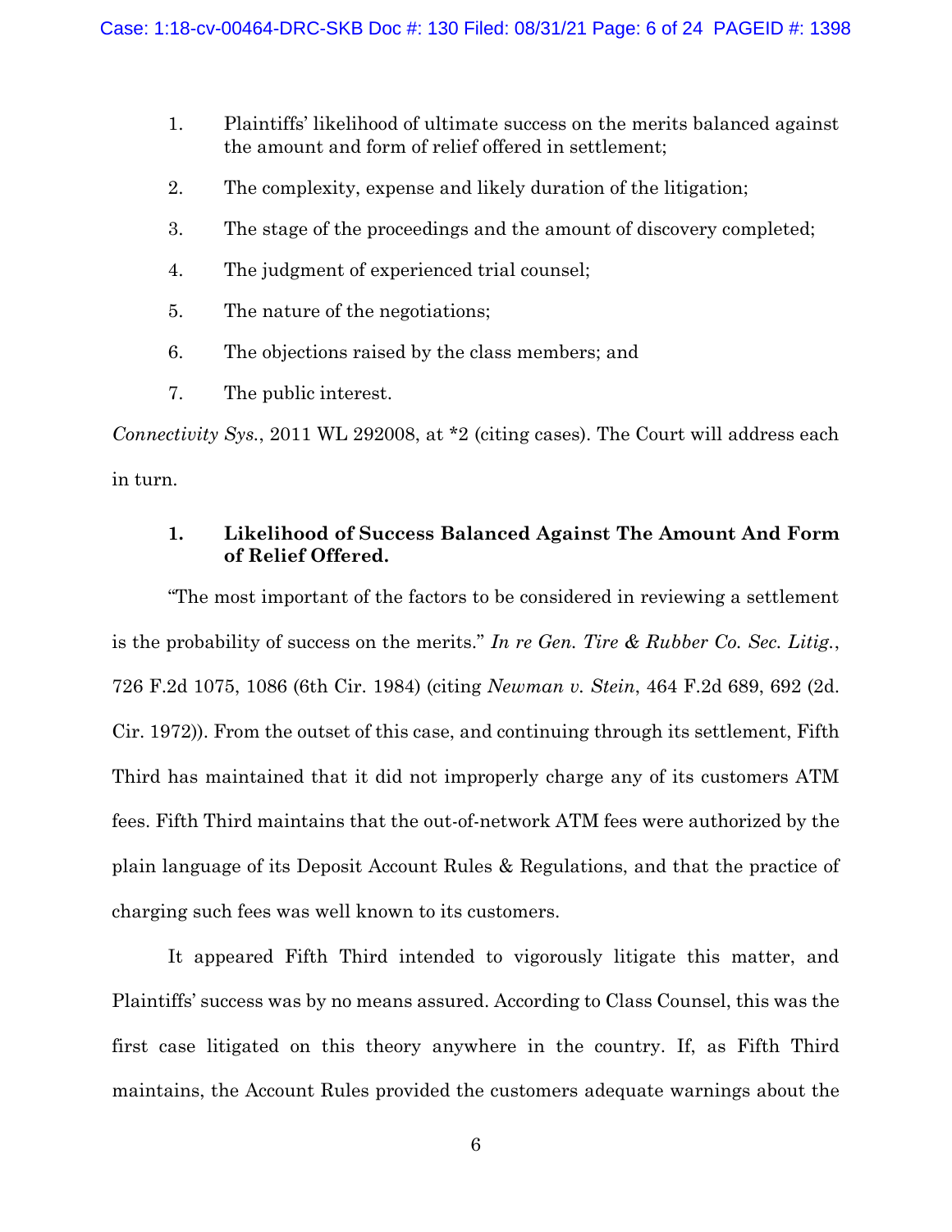1. Plaintiffs' likelihood of ultimate success on the merits balanced against the amount and form of relief offered in settlement;
2. The complexity, expense and likely duration of the litigation;
3. The stage of the proceedings and the amount of discovery completed;
4. The judgment of experienced trial counsel;
5. The nature of the negotiations;
6. The objections raised by the class members; and
7. The public interest.

*Connectivity Sys.*, 2011 WL 292008, at *2 (citing cases). The Court will address each in turn.

### 1. Likelihood of Success Balanced Against The Amount And Form of Relief Offered.

"The most important of the factors to be considered in reviewing a settlement is the probability of success on the merits." *In re Gen. Tire & Rubber Co. Sec. Litig.*, 726 F.2d 1075, 1086 (6th Cir. 1984) (citing *Newman v. Stein*, 464 F.2d 689, 692 (2d. Cir. 1972)). From the outset of this case, and continuing through its settlement, Fifth Third has maintained that it did not improperly charge any of its customers ATM fees. Fifth Third maintains that the out-of-network ATM fees were authorized by the plain language of its Deposit Account Rules & Regulations, and that the practice of charging such fees was well known to its customers.

It appeared Fifth Third intended to vigorously litigate this matter, and Plaintiffs' success was by no means assured. According to Class Counsel, this was the first case litigated on this theory anywhere in the country. If, as Fifth Third maintains, the Account Rules provided the customers adequate warnings about the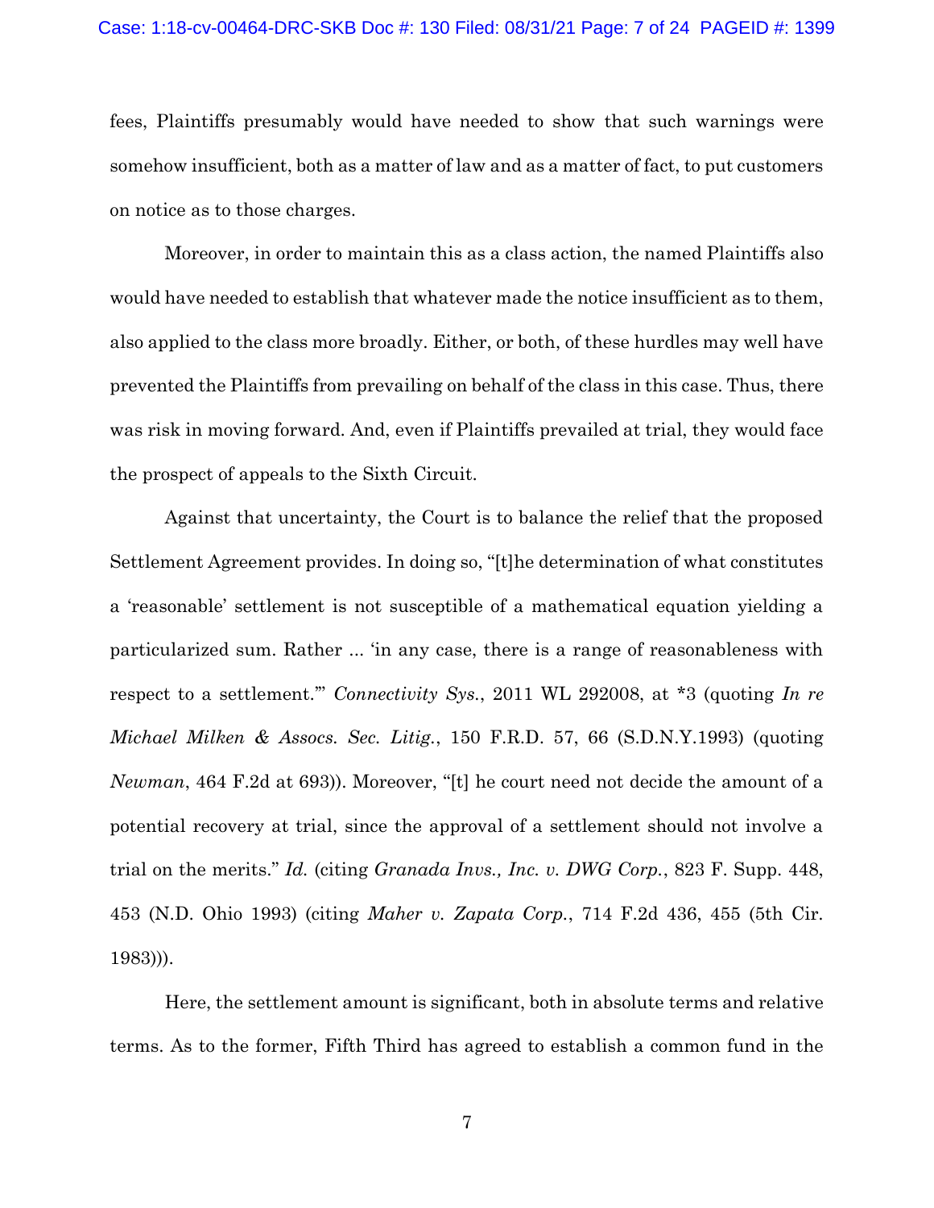fees, Plaintiffs presumably would have needed to show that such warnings were somehow insufficient, both as a matter of law and as a matter of fact, to put customers on notice as to those charges.

Moreover, in order to maintain this as a class action, the named Plaintiffs also would have needed to establish that whatever made the notice insufficient as to them, also applied to the class more broadly. Either, or both, of these hurdles may well have prevented the Plaintiffs from prevailing on behalf of the class in this case. Thus, there was risk in moving forward. And, even if Plaintiffs prevailed at trial, they would face the prospect of appeals to the Sixth Circuit.

Against that uncertainty, the Court is to balance the relief that the proposed Settlement Agreement provides. In doing so, "[t]he determination of what constitutes a 'reasonable' settlement is not susceptible of a mathematical equation yielding a particularized sum. Rather ... 'in any case, there is a range of reasonableness with respect to a settlement.'" *Connectivity Sys.*, 2011 WL 292008, at *3 (quoting *In re Michael Milken & Assocs. Sec. Litig.*, 150 F.R.D. 57, 66 (S.D.N.Y.1993) (quoting *Newman*, 464 F.2d at 693)). Moreover, "[t] he court need not decide the amount of a potential recovery at trial, since the approval of a settlement should not involve a trial on the merits." *Id.* (citing *Granada Invs., Inc. v. DWG Corp.*, 823 F. Supp. 448, 453 (N.D. Ohio 1993) (citing *Maher v. Zapata Corp.*, 714 F.2d 436, 455 (5th Cir. 1983))).

Here, the settlement amount is significant, both in absolute terms and relative terms. As to the former, Fifth Third has agreed to establish a common fund in the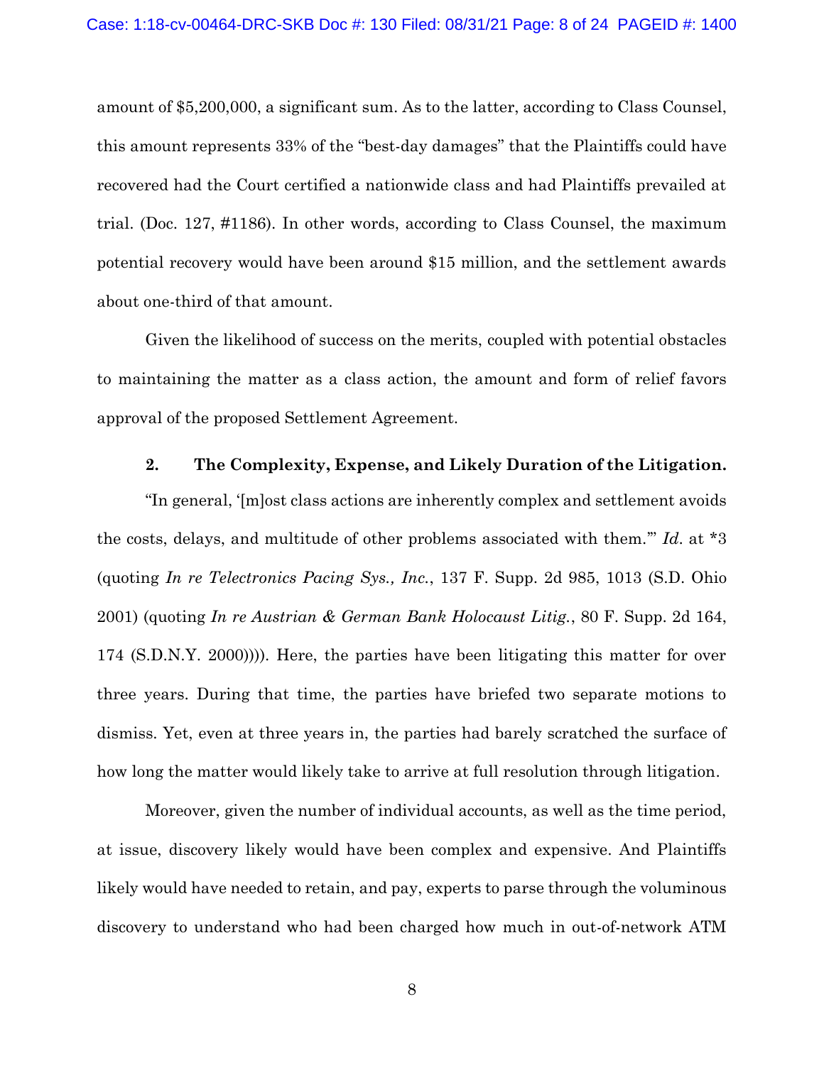amount of $5,200,000, a significant sum. As to the latter, according to Class Counsel, this amount represents 33% of the "best-day damages" that the Plaintiffs could have recovered had the Court certified a nationwide class and had Plaintiffs prevailed at trial. (Doc. 127, #1186). In other words, according to Class Counsel, the maximum potential recovery would have been around $15 million, and the settlement awards about one-third of that amount.

Given the likelihood of success on the merits, coupled with potential obstacles to maintaining the matter as a class action, the amount and form of relief favors approval of the proposed Settlement Agreement.

**2. The Complexity, Expense, and Likely Duration of the Litigation.**

"In general, '[m]ost class actions are inherently complex and settlement avoids the costs, delays, and multitude of other problems associated with them.'" *Id.* at *3 (quoting *In re Telectronics Pacing Sys., Inc.*, 137 F. Supp. 2d 985, 1013 (S.D. Ohio 2001) (quoting *In re Austrian & German Bank Holocaust Litig.*, 80 F. Supp. 2d 164, 174 (S.D.N.Y. 2000)))). Here, the parties have been litigating this matter for over three years. During that time, the parties have briefed two separate motions to dismiss. Yet, even at three years in, the parties had barely scratched the surface of how long the matter would likely take to arrive at full resolution through litigation.

Moreover, given the number of individual accounts, as well as the time period, at issue, discovery likely would have been complex and expensive. And Plaintiffs likely would have needed to retain, and pay, experts to parse through the voluminous discovery to understand who had been charged how much in out-of-network ATM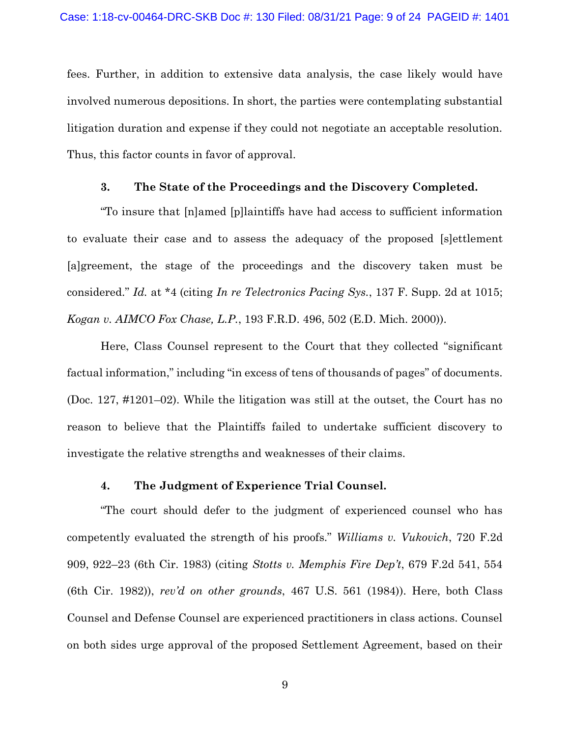fees. Further, in addition to extensive data analysis, the case likely would have involved numerous depositions. In short, the parties were contemplating substantial litigation duration and expense if they could not negotiate an acceptable resolution. Thus, this factor counts in favor of approval.

### 3. The State of the Proceedings and the Discovery Completed.

"To insure that [n]amed [p]laintiffs have had access to sufficient information to evaluate their case and to assess the adequacy of the proposed [s]ettlement [a]greement, the stage of the proceedings and the discovery taken must be considered." *Id.* at *4 (citing *In re Telectronics Pacing Sys.*, 137 F. Supp. 2d at 1015; *Kogan v. AIMCO Fox Chase, L.P.*, 193 F.R.D. 496, 502 (E.D. Mich. 2000)).

Here, Class Counsel represent to the Court that they collected "significant factual information," including "in excess of tens of thousands of pages" of documents. (Doc. 127, #1201–02). While the litigation was still at the outset, the Court has no reason to believe that the Plaintiffs failed to undertake sufficient discovery to investigate the relative strengths and weaknesses of their claims.

### 4. The Judgment of Experience Trial Counsel.

"The court should defer to the judgment of experienced counsel who has competently evaluated the strength of his proofs." *Williams v. Vukovich*, 720 F.2d 909, 922–23 (6th Cir. 1983) (citing *Stotts v. Memphis Fire Dep't*, 679 F.2d 541, 554 (6th Cir. 1982)), *rev'd on other grounds*, 467 U.S. 561 (1984)). Here, both Class Counsel and Defense Counsel are experienced practitioners in class actions. Counsel on both sides urge approval of the proposed Settlement Agreement, based on their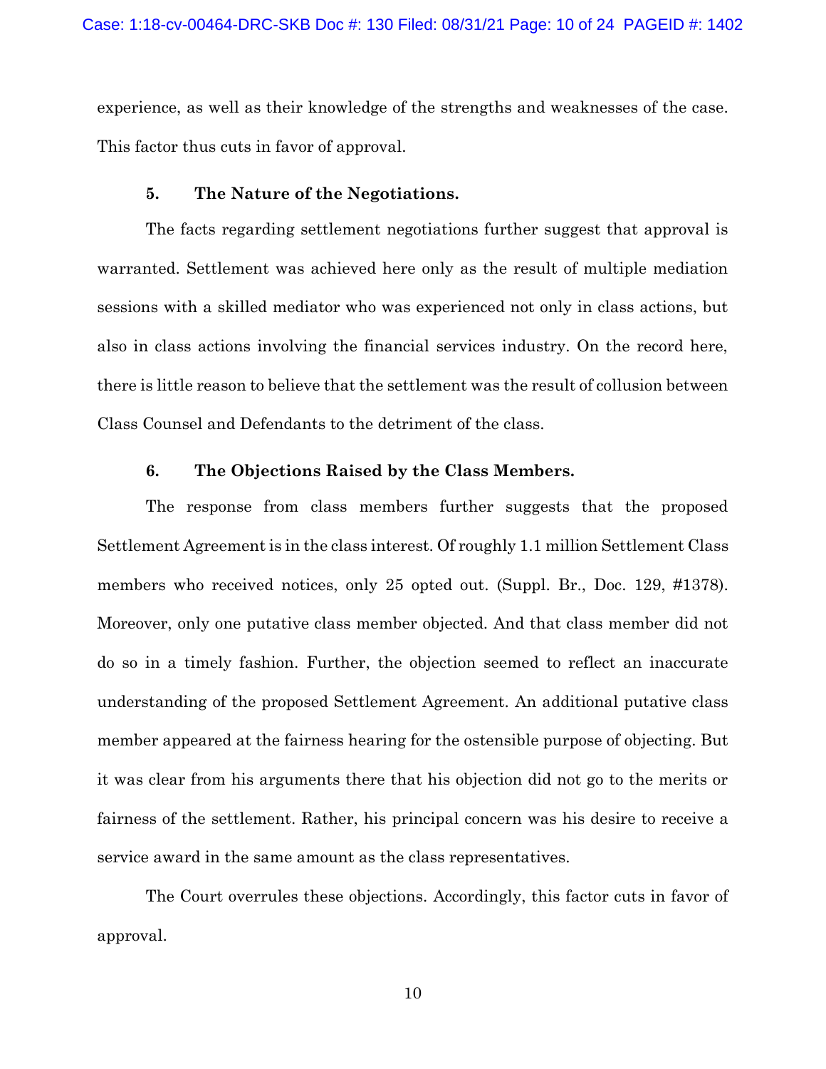experience, as well as their knowledge of the strengths and weaknesses of the case. This factor thus cuts in favor of approval.

### 5. The Nature of the Negotiations.

The facts regarding settlement negotiations further suggest that approval is warranted. Settlement was achieved here only as the result of multiple mediation sessions with a skilled mediator who was experienced not only in class actions, but also in class actions involving the financial services industry. On the record here, there is little reason to believe that the settlement was the result of collusion between Class Counsel and Defendants to the detriment of the class.

### 6. The Objections Raised by the Class Members.

The response from class members further suggests that the proposed Settlement Agreement is in the class interest. Of roughly 1.1 million Settlement Class members who received notices, only 25 opted out. (Suppl. Br., Doc. 129, #1378). Moreover, only one putative class member objected. And that class member did not do so in a timely fashion. Further, the objection seemed to reflect an inaccurate understanding of the proposed Settlement Agreement. An additional putative class member appeared at the fairness hearing for the ostensible purpose of objecting. But it was clear from his arguments there that his objection did not go to the merits or fairness of the settlement. Rather, his principal concern was his desire to receive a service award in the same amount as the class representatives.

The Court overrules these objections. Accordingly, this factor cuts in favor of approval.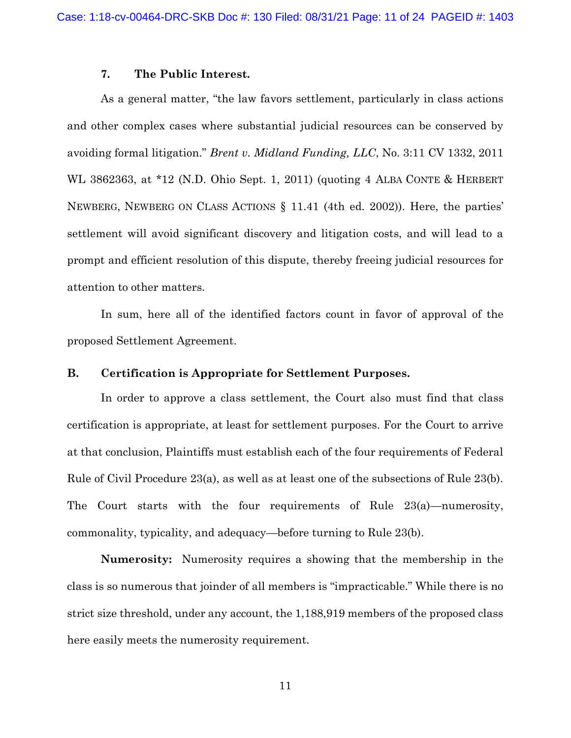### 7. The Public Interest.

As a general matter, "the law favors settlement, particularly in class actions and other complex cases where substantial judicial resources can be conserved by avoiding formal litigation." *Brent v. Midland Funding, LLC*, No. 3:11 CV 1332, 2011 WL 3862363, at *12 (N.D. Ohio Sept. 1, 2011) (quoting 4 ALBA CONTE & HERBERT NEWBERG, NEWBERG ON CLASS ACTIONS § 11.41 (4th ed. 2002)). Here, the parties' settlement will avoid significant discovery and litigation costs, and will lead to a prompt and efficient resolution of this dispute, thereby freeing judicial resources for attention to other matters.

In sum, here all of the identified factors count in favor of approval of the proposed Settlement Agreement.

## B. Certification is Appropriate for Settlement Purposes.

In order to approve a class settlement, the Court also must find that class certification is appropriate, at least for settlement purposes. For the Court to arrive at that conclusion, Plaintiffs must establish each of the four requirements of Federal Rule of Civil Procedure 23(a), as well as at least one of the subsections of Rule 23(b). The Court starts with the four requirements of Rule 23(a)—numerosity, commonality, typicality, and adequacy—before turning to Rule 23(b).

**Numerosity:** Numerosity requires a showing that the membership in the class is so numerous that joinder of all members is "impracticable." While there is no strict size threshold, under any account, the 1,188,919 members of the proposed class here easily meets the numerosity requirement.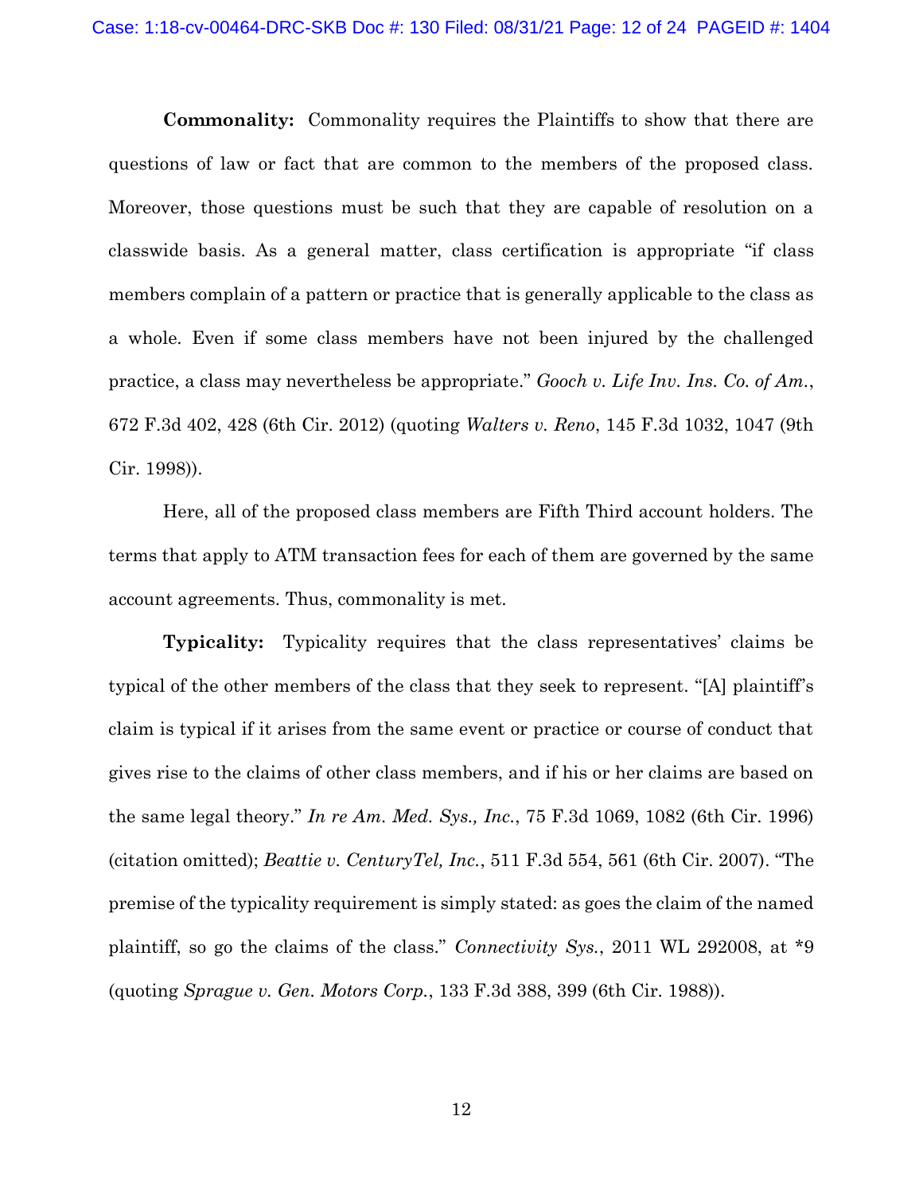**Commonality:** Commonality requires the Plaintiffs to show that there are questions of law or fact that are common to the members of the proposed class. Moreover, those questions must be such that they are capable of resolution on a classwide basis. As a general matter, class certification is appropriate "if class members complain of a pattern or practice that is generally applicable to the class as a whole. Even if some class members have not been injured by the challenged practice, a class may nevertheless be appropriate." *Gooch v. Life Inv. Ins. Co. of Am.*, 672 F.3d 402, 428 (6th Cir. 2012) (quoting *Walters v. Reno*, 145 F.3d 1032, 1047 (9th Cir. 1998)).

Here, all of the proposed class members are Fifth Third account holders. The terms that apply to ATM transaction fees for each of them are governed by the same account agreements. Thus, commonality is met.

**Typicality:** Typicality requires that the class representatives' claims be typical of the other members of the class that they seek to represent. "[A] plaintiff's claim is typical if it arises from the same event or practice or course of conduct that gives rise to the claims of other class members, and if his or her claims are based on the same legal theory." *In re Am. Med. Sys., Inc.*, 75 F.3d 1069, 1082 (6th Cir. 1996) (citation omitted); *Beattie v. CenturyTel, Inc.*, 511 F.3d 554, 561 (6th Cir. 2007). "The premise of the typicality requirement is simply stated: as goes the claim of the named plaintiff, so go the claims of the class." *Connectivity Sys.*, 2011 WL 292008, at *9 (quoting *Sprague v. Gen. Motors Corp.*, 133 F.3d 388, 399 (6th Cir. 1988)).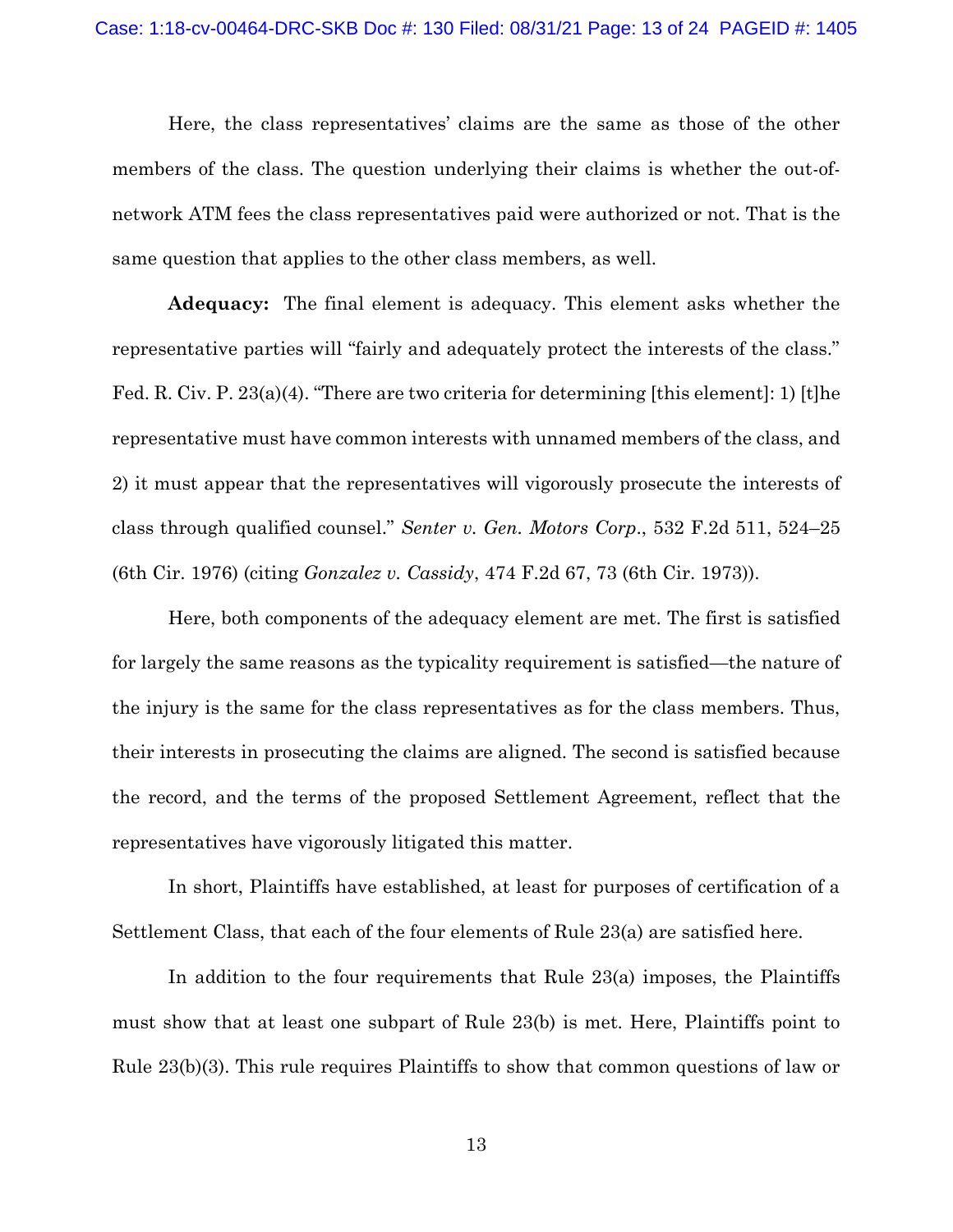Here, the class representatives' claims are the same as those of the other members of the class. The question underlying their claims is whether the out-of-network ATM fees the class representatives paid were authorized or not. That is the same question that applies to the other class members, as well.

**Adequacy:** The final element is adequacy. This element asks whether the representative parties will "fairly and adequately protect the interests of the class." Fed. R. Civ. P. 23(a)(4). "There are two criteria for determining [this element]: 1) [t]he representative must have common interests with unnamed members of the class, and 2) it must appear that the representatives will vigorously prosecute the interests of class through qualified counsel." *Senter v. Gen. Motors Corp*., 532 F.2d 511, 524–25 (6th Cir. 1976) (citing *Gonzalez v. Cassidy*, 474 F.2d 67, 73 (6th Cir. 1973)).

Here, both components of the adequacy element are met. The first is satisfied for largely the same reasons as the typicality requirement is satisfied—the nature of the injury is the same for the class representatives as for the class members. Thus, their interests in prosecuting the claims are aligned. The second is satisfied because the record, and the terms of the proposed Settlement Agreement, reflect that the representatives have vigorously litigated this matter.

In short, Plaintiffs have established, at least for purposes of certification of a Settlement Class, that each of the four elements of Rule 23(a) are satisfied here.

In addition to the four requirements that Rule 23(a) imposes, the Plaintiffs must show that at least one subpart of Rule 23(b) is met. Here, Plaintiffs point to Rule 23(b)(3). This rule requires Plaintiffs to show that common questions of law or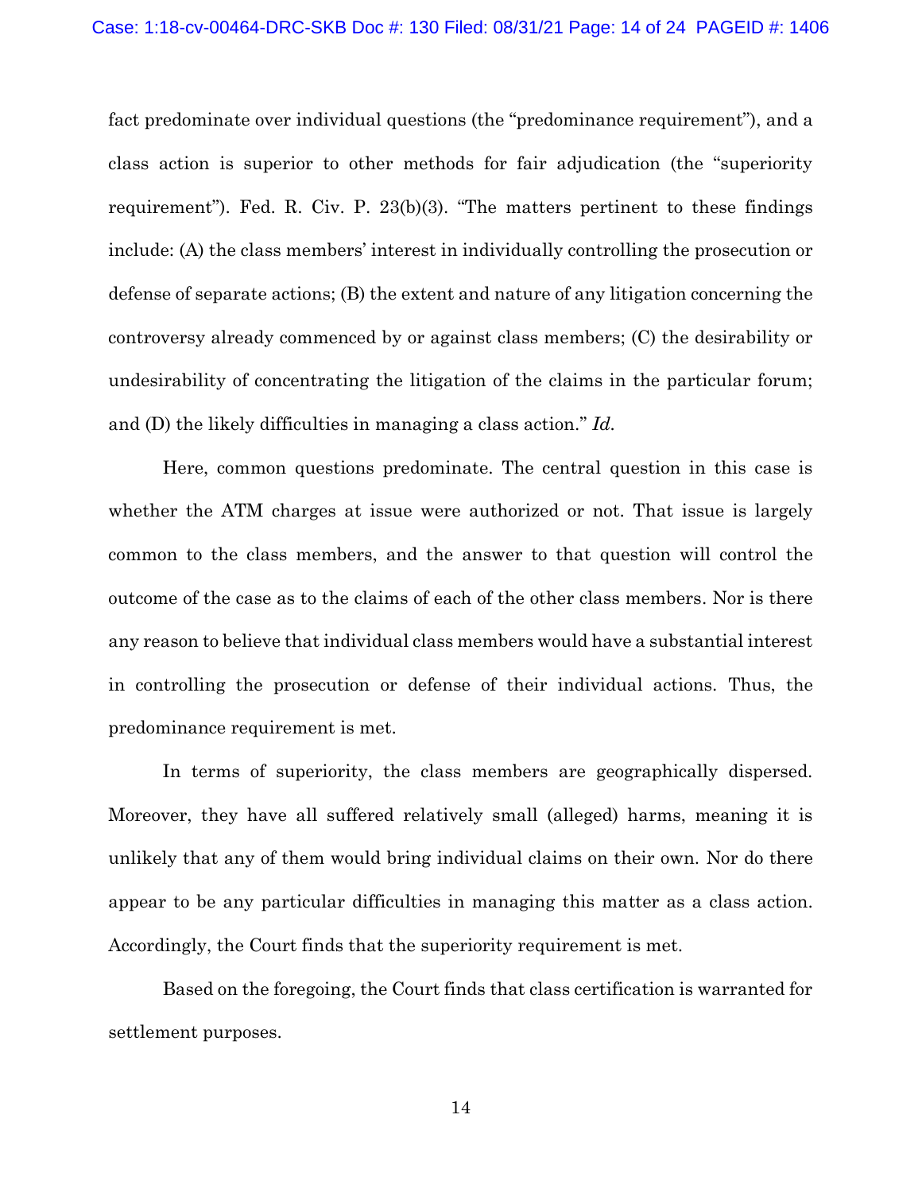fact predominate over individual questions (the "predominance requirement"), and a class action is superior to other methods for fair adjudication (the "superiority requirement"). Fed. R. Civ. P. 23(b)(3). "The matters pertinent to these findings include: (A) the class members' interest in individually controlling the prosecution or defense of separate actions; (B) the extent and nature of any litigation concerning the controversy already commenced by or against class members; (C) the desirability or undesirability of concentrating the litigation of the claims in the particular forum; and (D) the likely difficulties in managing a class action." *Id.*

Here, common questions predominate. The central question in this case is whether the ATM charges at issue were authorized or not. That issue is largely common to the class members, and the answer to that question will control the outcome of the case as to the claims of each of the other class members. Nor is there any reason to believe that individual class members would have a substantial interest in controlling the prosecution or defense of their individual actions. Thus, the predominance requirement is met.

In terms of superiority, the class members are geographically dispersed. Moreover, they have all suffered relatively small (alleged) harms, meaning it is unlikely that any of them would bring individual claims on their own. Nor do there appear to be any particular difficulties in managing this matter as a class action. Accordingly, the Court finds that the superiority requirement is met.

Based on the foregoing, the Court finds that class certification is warranted for settlement purposes.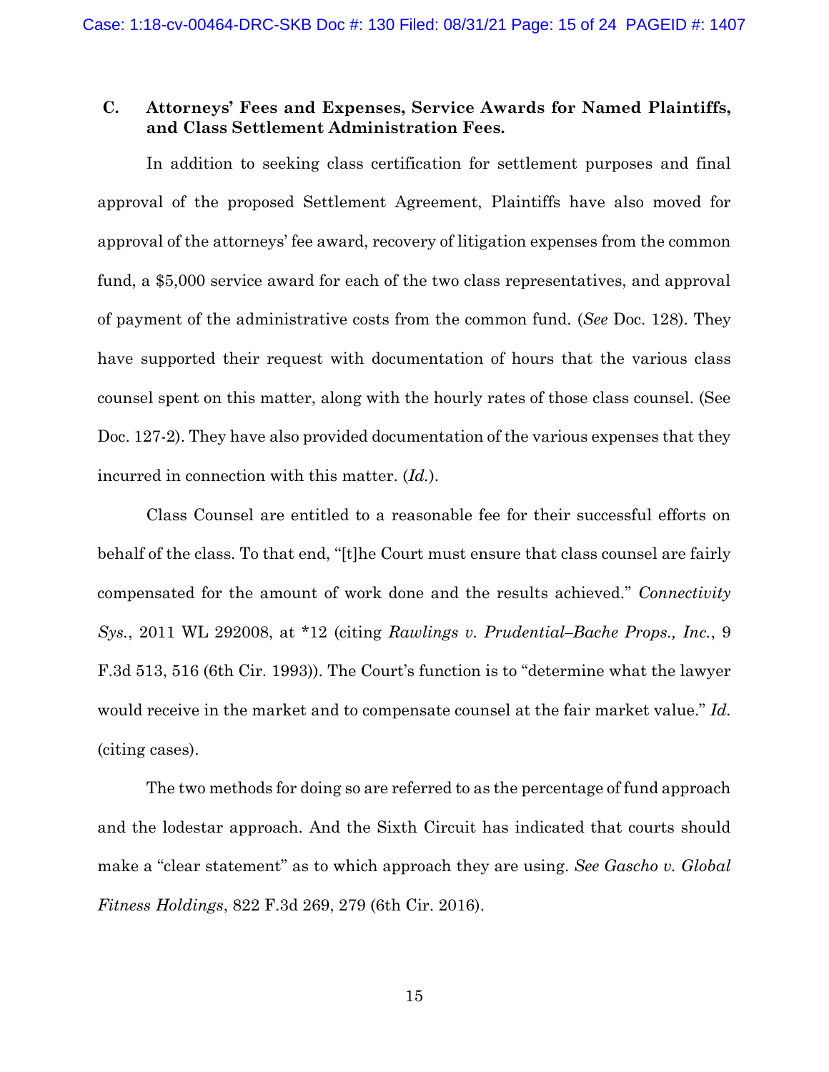### C. Attorneys' Fees and Expenses, Service Awards for Named Plaintiffs, and Class Settlement Administration Fees.

In addition to seeking class certification for settlement purposes and final approval of the proposed Settlement Agreement, Plaintiffs have also moved for approval of the attorneys' fee award, recovery of litigation expenses from the common fund, a $5,000 service award for each of the two class representatives, and approval of payment of the administrative costs from the common fund. (*See* Doc. 128). They have supported their request with documentation of hours that the various class counsel spent on this matter, along with the hourly rates of those class counsel. (See Doc. 127-2). They have also provided documentation of the various expenses that they incurred in connection with this matter. (*Id.*).

Class Counsel are entitled to a reasonable fee for their successful efforts on behalf of the class. To that end, "[t]he Court must ensure that class counsel are fairly compensated for the amount of work done and the results achieved." *Connectivity Sys.*, 2011 WL 292008, at *12 (citing *Rawlings v. Prudential–Bache Props., Inc.*, 9 F.3d 513, 516 (6th Cir. 1993)). The Court's function is to "determine what the lawyer would receive in the market and to compensate counsel at the fair market value." *Id.* (citing cases).

The two methods for doing so are referred to as the percentage of fund approach and the lodestar approach. And the Sixth Circuit has indicated that courts should make a "clear statement" as to which approach they are using. *See Gascho v. Global Fitness Holdings*, 822 F.3d 269, 279 (6th Cir. 2016).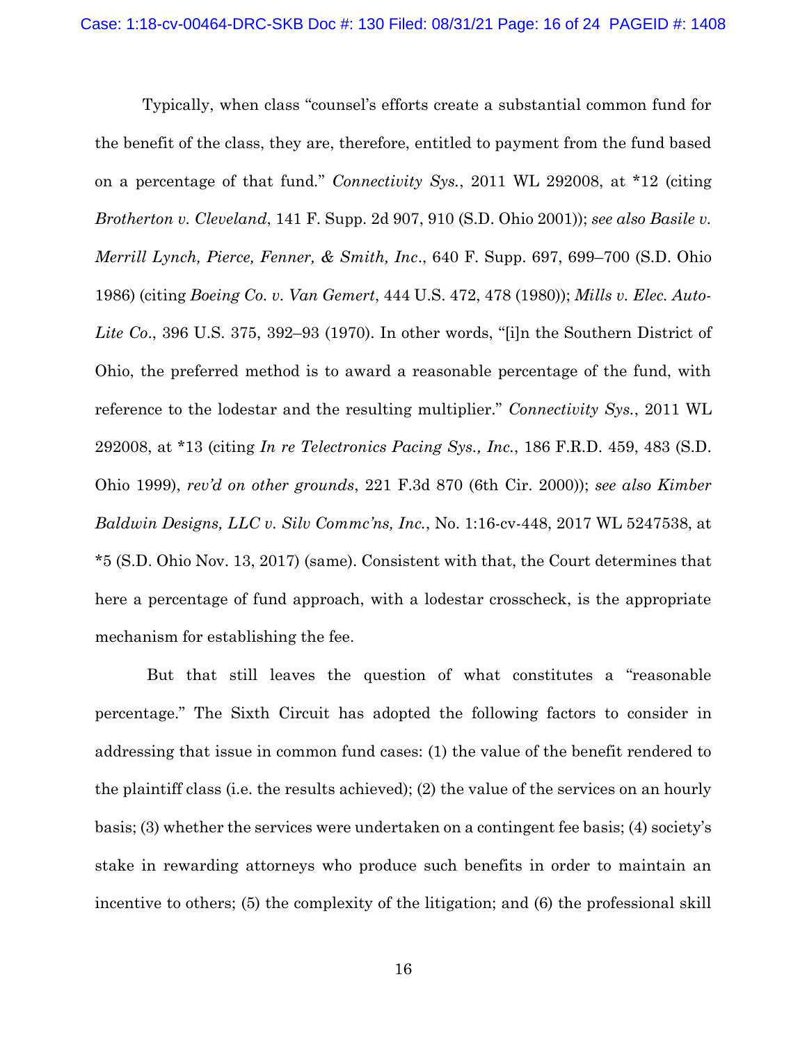Typically, when class "counsel's efforts create a substantial common fund for the benefit of the class, they are, therefore, entitled to payment from the fund based on a percentage of that fund." *Connectivity Sys.*, 2011 WL 292008, at *12 (citing *Brotherton v. Cleveland*, 141 F. Supp. 2d 907, 910 (S.D. Ohio 2001)); *see also Basile v. Merrill Lynch, Pierce, Fenner, & Smith, Inc*., 640 F. Supp. 697, 699–700 (S.D. Ohio 1986) (citing *Boeing Co. v. Van Gemert*, 444 U.S. 472, 478 (1980)); *Mills v. Elec. Auto-Lite Co*., 396 U.S. 375, 392–93 (1970). In other words, "[i]n the Southern District of Ohio, the preferred method is to award a reasonable percentage of the fund, with reference to the lodestar and the resulting multiplier." *Connectivity Sys.*, 2011 WL 292008, at *13 (citing *In re Telectronics Pacing Sys., Inc.*, 186 F.R.D. 459, 483 (S.D. Ohio 1999), *rev'd on other grounds*, 221 F.3d 870 (6th Cir. 2000)); *see also Kimber Baldwin Designs, LLC v. Silv Commc'ns, Inc.*, No. 1:16-cv-448, 2017 WL 5247538, at *5 (S.D. Ohio Nov. 13, 2017) (same). Consistent with that, the Court determines that here a percentage of fund approach, with a lodestar crosscheck, is the appropriate mechanism for establishing the fee.

But that still leaves the question of what constitutes a "reasonable percentage." The Sixth Circuit has adopted the following factors to consider in addressing that issue in common fund cases: (1) the value of the benefit rendered to the plaintiff class (i.e. the results achieved); (2) the value of the services on an hourly basis; (3) whether the services were undertaken on a contingent fee basis; (4) society's stake in rewarding attorneys who produce such benefits in order to maintain an incentive to others; (5) the complexity of the litigation; and (6) the professional skill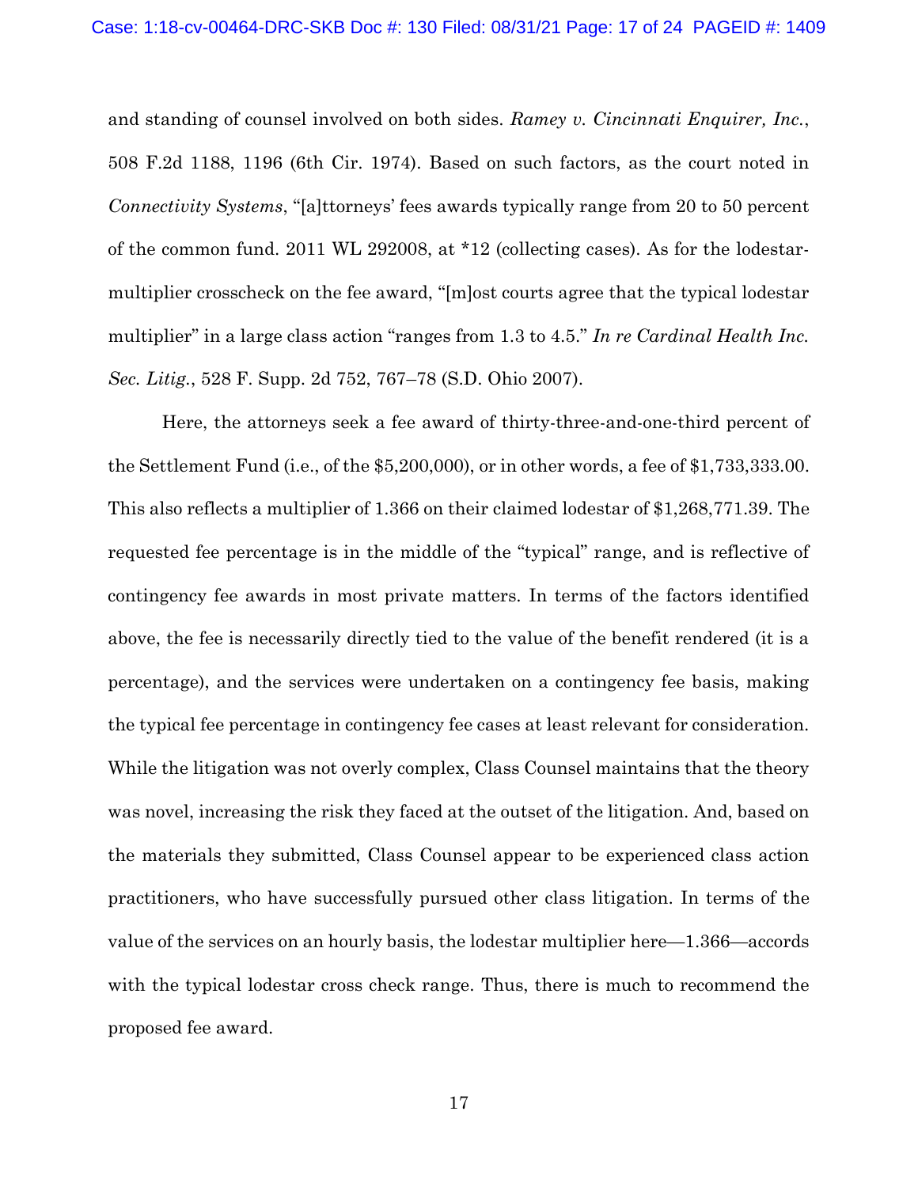and standing of counsel involved on both sides. *Ramey v. Cincinnati Enquirer, Inc.*, 508 F.2d 1188, 1196 (6th Cir. 1974). Based on such factors, as the court noted in *Connectivity Systems*, "[a]ttorneys' fees awards typically range from 20 to 50 percent of the common fund. 2011 WL 292008, at *12 (collecting cases). As for the lodestar-multiplier crosscheck on the fee award, "[m]ost courts agree that the typical lodestar multiplier" in a large class action "ranges from 1.3 to 4.5." *In re Cardinal Health Inc. Sec. Litig.*, 528 F. Supp. 2d 752, 767–78 (S.D. Ohio 2007).

Here, the attorneys seek a fee award of thirty-three-and-one-third percent of the Settlement Fund (i.e., of the $5,200,000), or in other words, a fee of $1,733,333.00. This also reflects a multiplier of 1.366 on their claimed lodestar of $1,268,771.39. The requested fee percentage is in the middle of the "typical" range, and is reflective of contingency fee awards in most private matters. In terms of the factors identified above, the fee is necessarily directly tied to the value of the benefit rendered (it is a percentage), and the services were undertaken on a contingency fee basis, making the typical fee percentage in contingency fee cases at least relevant for consideration. While the litigation was not overly complex, Class Counsel maintains that the theory was novel, increasing the risk they faced at the outset of the litigation. And, based on the materials they submitted, Class Counsel appear to be experienced class action practitioners, who have successfully pursued other class litigation. In terms of the value of the services on an hourly basis, the lodestar multiplier here—1.366—accords with the typical lodestar cross check range. Thus, there is much to recommend the proposed fee award.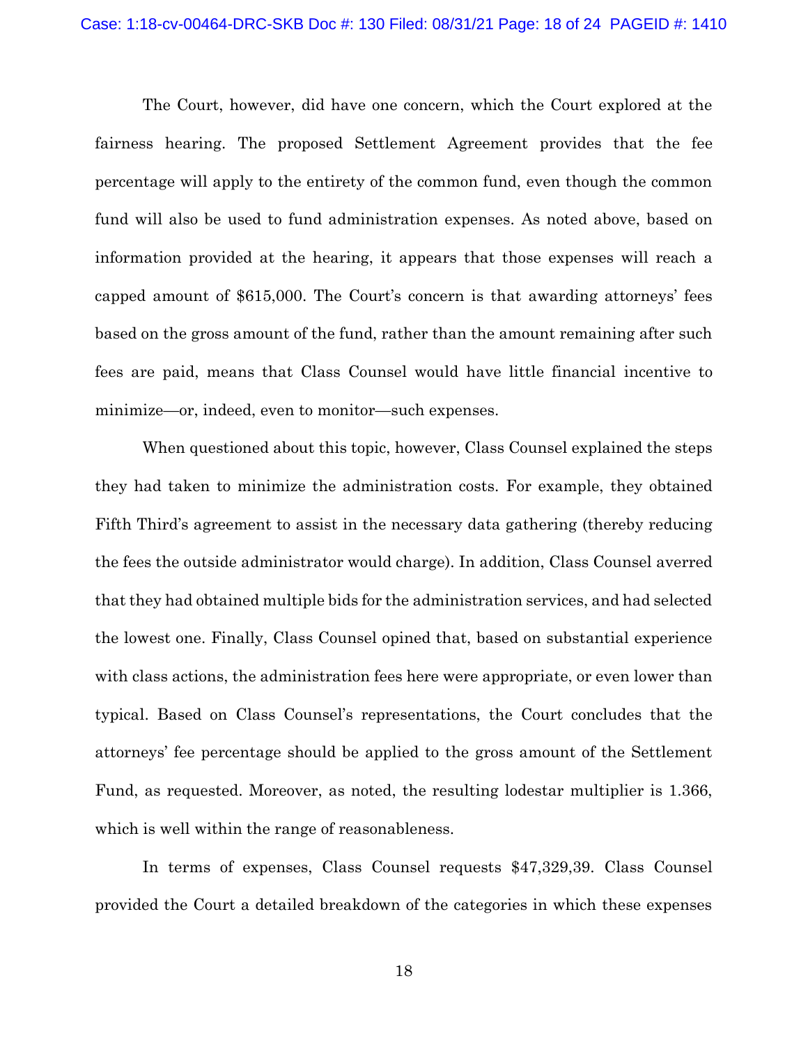The Court, however, did have one concern, which the Court explored at the fairness hearing. The proposed Settlement Agreement provides that the fee percentage will apply to the entirety of the common fund, even though the common fund will also be used to fund administration expenses. As noted above, based on information provided at the hearing, it appears that those expenses will reach a capped amount of $615,000. The Court's concern is that awarding attorneys' fees based on the gross amount of the fund, rather than the amount remaining after such fees are paid, means that Class Counsel would have little financial incentive to minimize—or, indeed, even to monitor—such expenses.

When questioned about this topic, however, Class Counsel explained the steps they had taken to minimize the administration costs. For example, they obtained Fifth Third's agreement to assist in the necessary data gathering (thereby reducing the fees the outside administrator would charge). In addition, Class Counsel averred that they had obtained multiple bids for the administration services, and had selected the lowest one. Finally, Class Counsel opined that, based on substantial experience with class actions, the administration fees here were appropriate, or even lower than typical. Based on Class Counsel's representations, the Court concludes that the attorneys' fee percentage should be applied to the gross amount of the Settlement Fund, as requested. Moreover, as noted, the resulting lodestar multiplier is 1.366, which is well within the range of reasonableness.

In terms of expenses, Class Counsel requests $47,329,39. Class Counsel provided the Court a detailed breakdown of the categories in which these expenses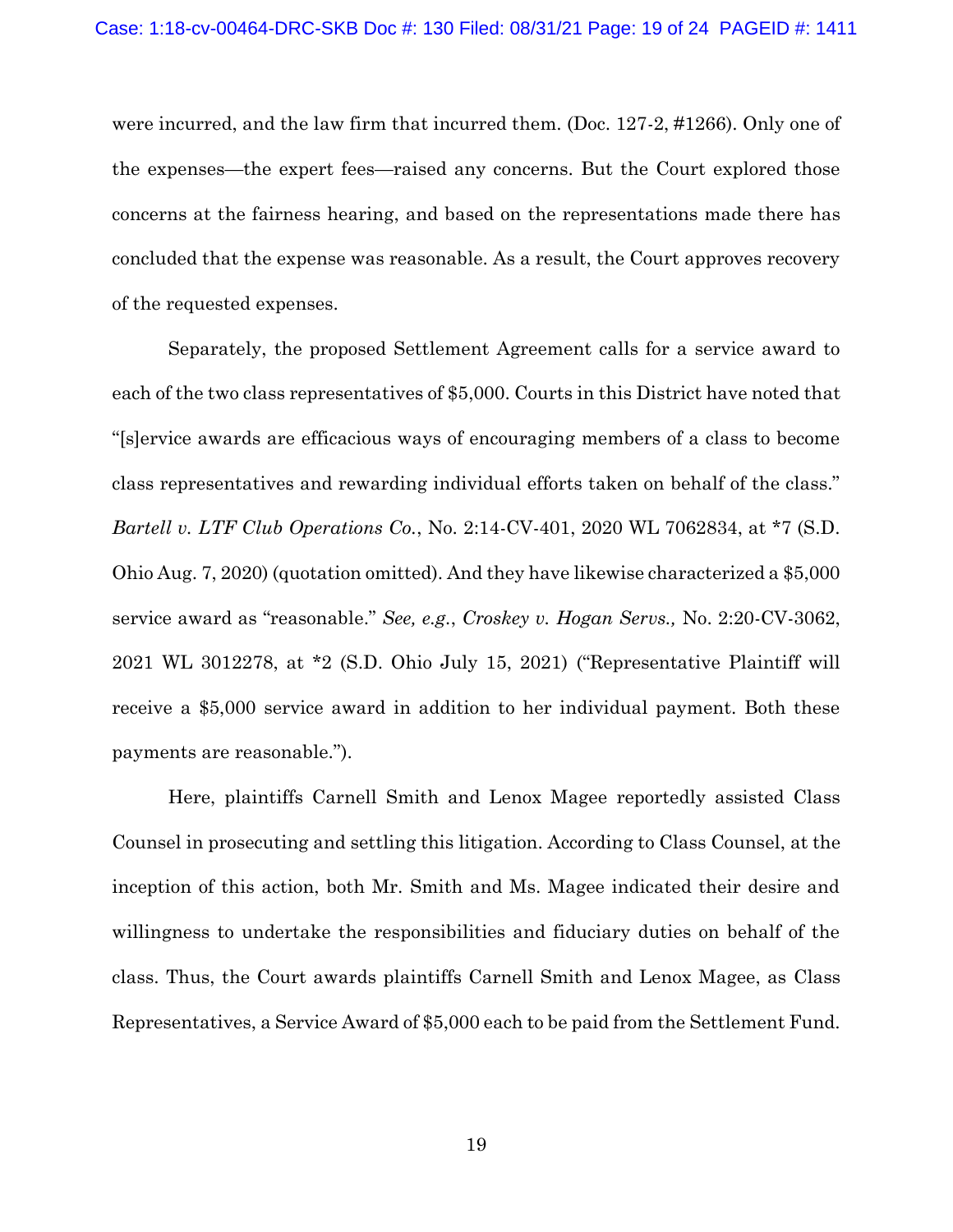were incurred, and the law firm that incurred them. (Doc. 127-2, #1266). Only one of the expenses—the expert fees—raised any concerns. But the Court explored those concerns at the fairness hearing, and based on the representations made there has concluded that the expense was reasonable. As a result, the Court approves recovery of the requested expenses.

Separately, the proposed Settlement Agreement calls for a service award to each of the two class representatives of $5,000. Courts in this District have noted that "[s]ervice awards are efficacious ways of encouraging members of a class to become class representatives and rewarding individual efforts taken on behalf of the class." *Bartell v. LTF Club Operations Co.*, No. 2:14-CV-401, 2020 WL 7062834, at *7 (S.D. Ohio Aug. 7, 2020) (quotation omitted). And they have likewise characterized a $5,000 service award as "reasonable." *See, e.g.*, *Croskey v. Hogan Servs.,* No. 2:20-CV-3062, 2021 WL 3012278, at *2 (S.D. Ohio July 15, 2021) ("Representative Plaintiff will receive a $5,000 service award in addition to her individual payment. Both these payments are reasonable.").

Here, plaintiffs Carnell Smith and Lenox Magee reportedly assisted Class Counsel in prosecuting and settling this litigation. According to Class Counsel, at the inception of this action, both Mr. Smith and Ms. Magee indicated their desire and willingness to undertake the responsibilities and fiduciary duties on behalf of the class. Thus, the Court awards plaintiffs Carnell Smith and Lenox Magee, as Class Representatives, a Service Award of $5,000 each to be paid from the Settlement Fund.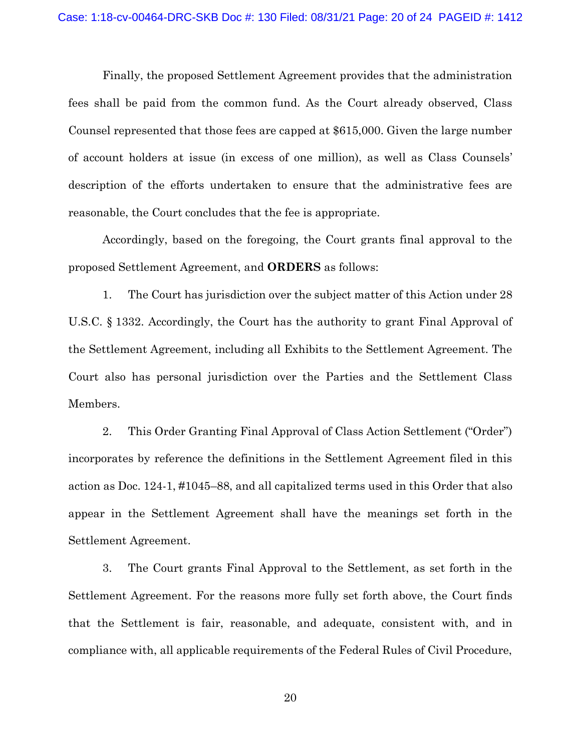Finally, the proposed Settlement Agreement provides that the administration fees shall be paid from the common fund. As the Court already observed, Class Counsel represented that those fees are capped at $615,000. Given the large number of account holders at issue (in excess of one million), as well as Class Counsels' description of the efforts undertaken to ensure that the administrative fees are reasonable, the Court concludes that the fee is appropriate.

Accordingly, based on the foregoing, the Court grants final approval to the proposed Settlement Agreement, and **ORDERS** as follows:

1. The Court has jurisdiction over the subject matter of this Action under 28 U.S.C. § 1332. Accordingly, the Court has the authority to grant Final Approval of the Settlement Agreement, including all Exhibits to the Settlement Agreement. The Court also has personal jurisdiction over the Parties and the Settlement Class Members.

2. This Order Granting Final Approval of Class Action Settlement ("Order") incorporates by reference the definitions in the Settlement Agreement filed in this action as Doc. 124-1, #1045–88, and all capitalized terms used in this Order that also appear in the Settlement Agreement shall have the meanings set forth in the Settlement Agreement.

3. The Court grants Final Approval to the Settlement, as set forth in the Settlement Agreement. For the reasons more fully set forth above, the Court finds that the Settlement is fair, reasonable, and adequate, consistent with, and in compliance with, all applicable requirements of the Federal Rules of Civil Procedure,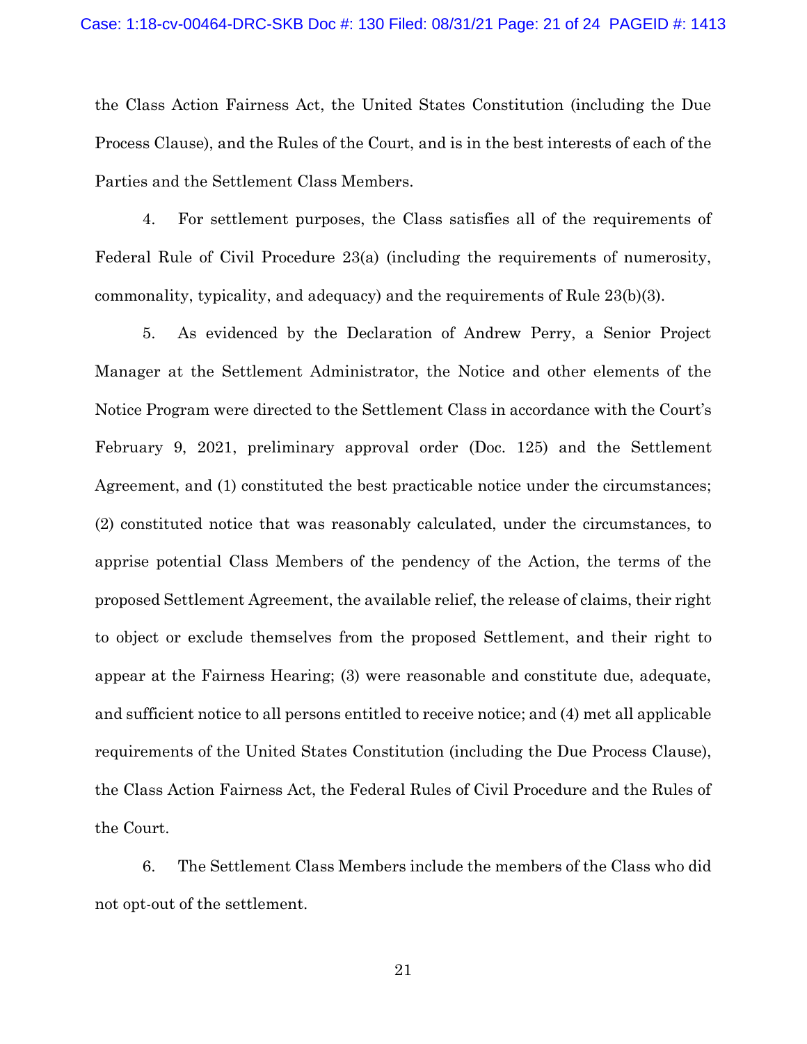the Class Action Fairness Act, the United States Constitution (including the Due Process Clause), and the Rules of the Court, and is in the best interests of each of the Parties and the Settlement Class Members.

4. For settlement purposes, the Class satisfies all of the requirements of Federal Rule of Civil Procedure 23(a) (including the requirements of numerosity, commonality, typicality, and adequacy) and the requirements of Rule 23(b)(3).

5. As evidenced by the Declaration of Andrew Perry, a Senior Project Manager at the Settlement Administrator, the Notice and other elements of the Notice Program were directed to the Settlement Class in accordance with the Court's February 9, 2021, preliminary approval order (Doc. 125) and the Settlement Agreement, and (1) constituted the best practicable notice under the circumstances; (2) constituted notice that was reasonably calculated, under the circumstances, to apprise potential Class Members of the pendency of the Action, the terms of the proposed Settlement Agreement, the available relief, the release of claims, their right to object or exclude themselves from the proposed Settlement, and their right to appear at the Fairness Hearing; (3) were reasonable and constitute due, adequate, and sufficient notice to all persons entitled to receive notice; and (4) met all applicable requirements of the United States Constitution (including the Due Process Clause), the Class Action Fairness Act, the Federal Rules of Civil Procedure and the Rules of the Court.

6. The Settlement Class Members include the members of the Class who did not opt-out of the settlement.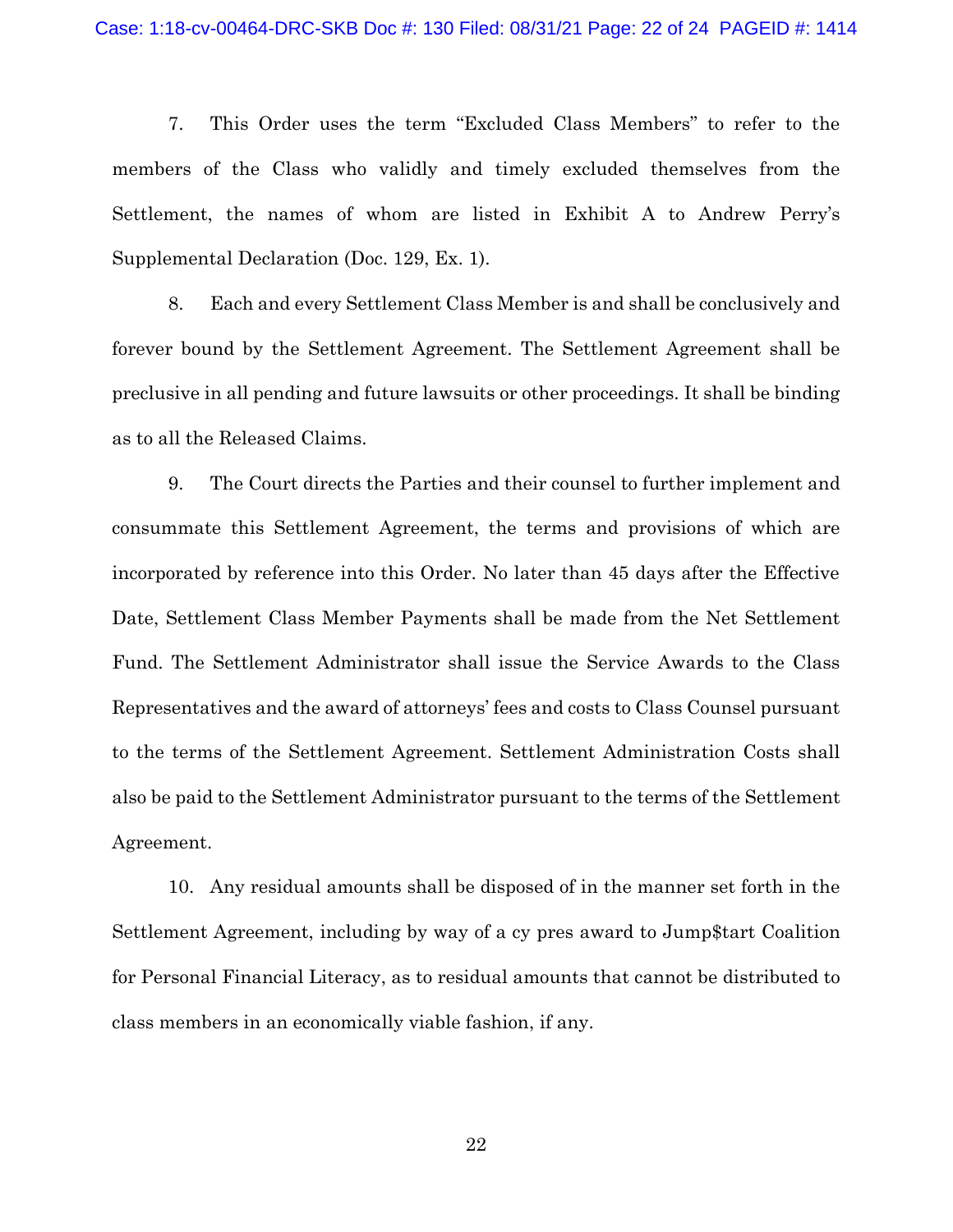7. This Order uses the term "Excluded Class Members" to refer to the members of the Class who validly and timely excluded themselves from the Settlement, the names of whom are listed in Exhibit A to Andrew Perry's Supplemental Declaration (Doc. 129, Ex. 1).

8. Each and every Settlement Class Member is and shall be conclusively and forever bound by the Settlement Agreement. The Settlement Agreement shall be preclusive in all pending and future lawsuits or other proceedings. It shall be binding as to all the Released Claims.

9. The Court directs the Parties and their counsel to further implement and consummate this Settlement Agreement, the terms and provisions of which are incorporated by reference into this Order. No later than 45 days after the Effective Date, Settlement Class Member Payments shall be made from the Net Settlement Fund. The Settlement Administrator shall issue the Service Awards to the Class Representatives and the award of attorneys' fees and costs to Class Counsel pursuant to the terms of the Settlement Agreement. Settlement Administration Costs shall also be paid to the Settlement Administrator pursuant to the terms of the Settlement Agreement.

10. Any residual amounts shall be disposed of in the manner set forth in the Settlement Agreement, including by way of a cy pres award to Jump$tart Coalition for Personal Financial Literacy, as to residual amounts that cannot be distributed to class members in an economically viable fashion, if any.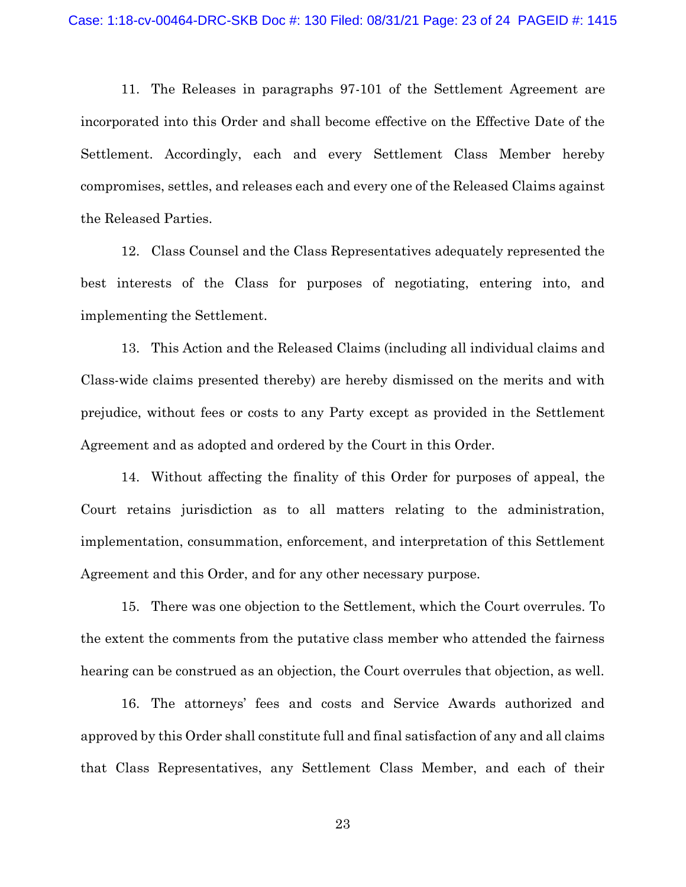11. The Releases in paragraphs 97-101 of the Settlement Agreement are incorporated into this Order and shall become effective on the Effective Date of the Settlement. Accordingly, each and every Settlement Class Member hereby compromises, settles, and releases each and every one of the Released Claims against the Released Parties.

12. Class Counsel and the Class Representatives adequately represented the best interests of the Class for purposes of negotiating, entering into, and implementing the Settlement.

13. This Action and the Released Claims (including all individual claims and Class-wide claims presented thereby) are hereby dismissed on the merits and with prejudice, without fees or costs to any Party except as provided in the Settlement Agreement and as adopted and ordered by the Court in this Order.

14. Without affecting the finality of this Order for purposes of appeal, the Court retains jurisdiction as to all matters relating to the administration, implementation, consummation, enforcement, and interpretation of this Settlement Agreement and this Order, and for any other necessary purpose.

15. There was one objection to the Settlement, which the Court overrules. To the extent the comments from the putative class member who attended the fairness hearing can be construed as an objection, the Court overrules that objection, as well.

16. The attorneys' fees and costs and Service Awards authorized and approved by this Order shall constitute full and final satisfaction of any and all claims that Class Representatives, any Settlement Class Member, and each of their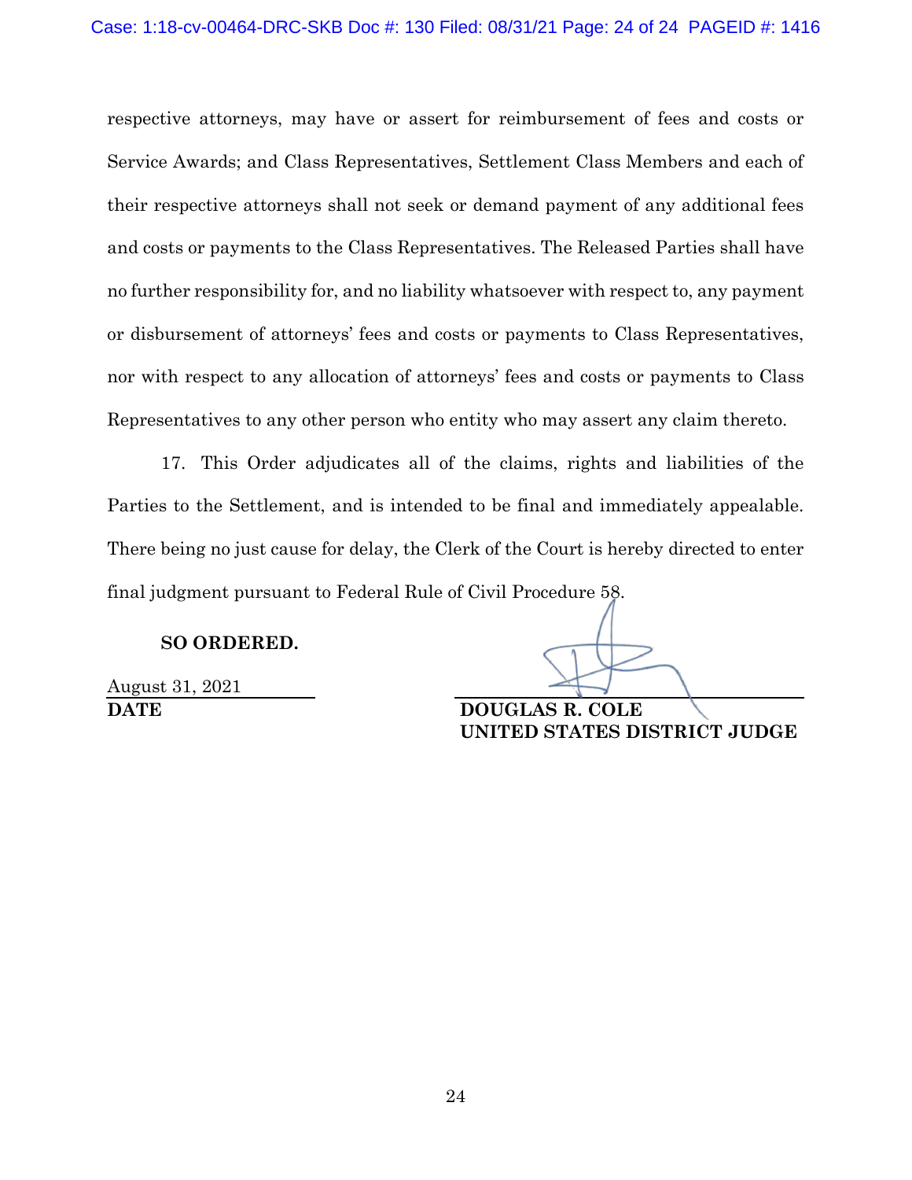respective attorneys, may have or assert for reimbursement of fees and costs or Service Awards; and Class Representatives, Settlement Class Members and each of their respective attorneys shall not seek or demand payment of any additional fees and costs or payments to the Class Representatives. The Released Parties shall have no further responsibility for, and no liability whatsoever with respect to, any payment or disbursement of attorneys' fees and costs or payments to Class Representatives, nor with respect to any allocation of attorneys' fees and costs or payments to Class Representatives to any other person who entity who may assert any claim thereto.

17. This Order adjudicates all of the claims, rights and liabilities of the Parties to the Settlement, and is intended to be final and immediately appealable. There being no just cause for delay, the Clerk of the Court is hereby directed to enter final judgment pursuant to Federal Rule of Civil Procedure 58.

**SO ORDERED.**

August 31, 2021
**DATE**

**DOUGLAS R. COLE**
**UNITED STATES DISTRICT JUDGE**